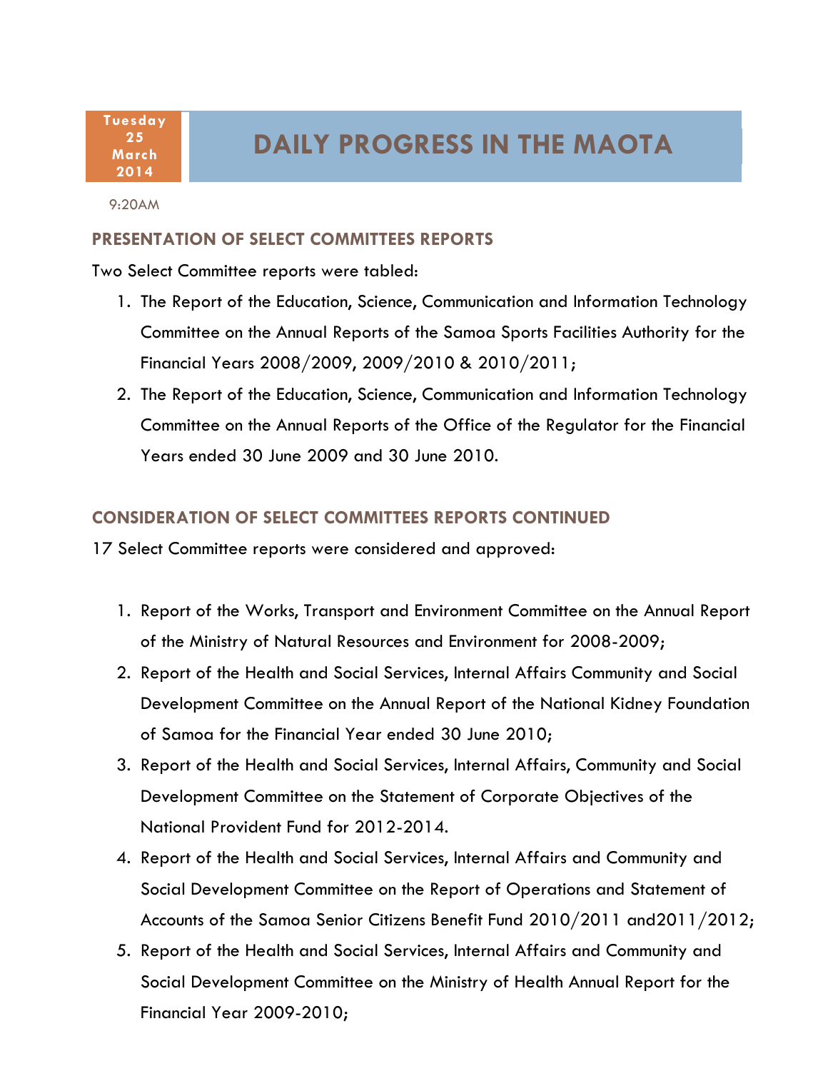**Tuesday 25 March 2014**

# DAILY PROGRESS IN THE MAOTA

9:20AM

## PRESENTATION OF SELECT COMMITTEES REPORTS

Two Select Committee reports were tabled:

1. The Report of the Education, Science, Communication and Information Technology Committee on the Annual Reports of the Samoa Sports Facilities Authority for the Financial Years 2008/2009, 2009/2010 & 2010/2011;
2. The Report of the Education, Science, Communication and Information Technology Committee on the Annual Reports of the Office of the Regulator for the Financial Years ended 30 June 2009 and 30 June 2010.

## CONSIDERATION OF SELECT COMMITTEES REPORTS CONTINUED

17 Select Committee reports were considered and approved:

1. Report of the Works, Transport and Environment Committee on the Annual Report of the Ministry of Natural Resources and Environment for 2008-2009;
2. Report of the Health and Social Services, Internal Affairs Community and Social Development Committee on the Annual Report of the National Kidney Foundation of Samoa for the Financial Year ended 30 June 2010;
3. Report of the Health and Social Services, Internal Affairs, Community and Social Development Committee on the Statement of Corporate Objectives of the National Provident Fund for 2012-2014.
4. Report of the Health and Social Services, Internal Affairs and Community and Social Development Committee on the Report of Operations and Statement of Accounts of the Samoa Senior Citizens Benefit Fund 2010/2011 and2011/2012;
5. Report of the Health and Social Services, Internal Affairs and Community and Social Development Committee on the Ministry of Health Annual Report for the Financial Year 2009-2010;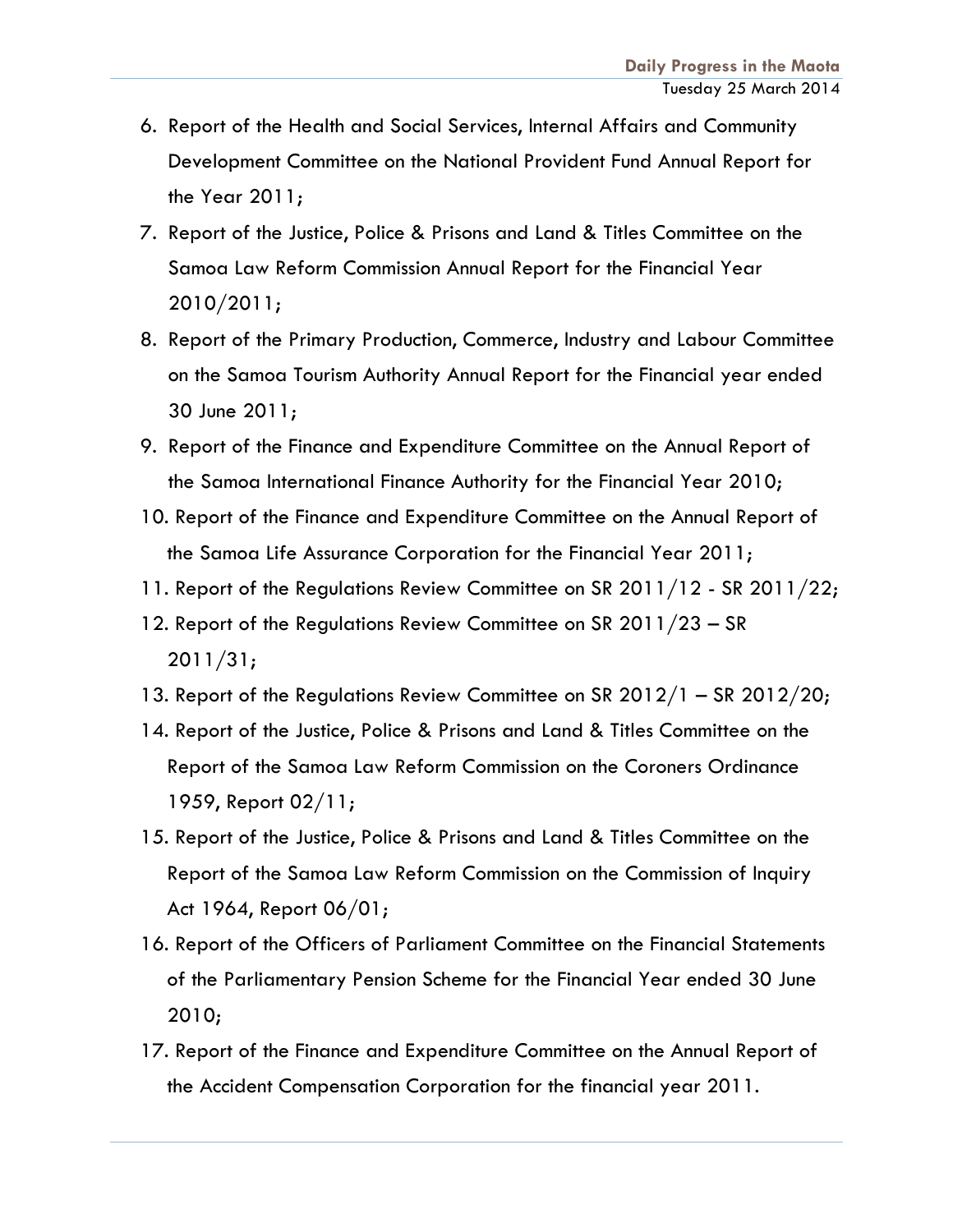6. Report of the Health and Social Services, Internal Affairs and Community Development Committee on the National Provident Fund Annual Report for the Year 2011;
7. Report of the Justice, Police & Prisons and Land & Titles Committee on the Samoa Law Reform Commission Annual Report for the Financial Year 2010/2011;
8. Report of the Primary Production, Commerce, Industry and Labour Committee on the Samoa Tourism Authority Annual Report for the Financial year ended 30 June 2011;
9. Report of the Finance and Expenditure Committee on the Annual Report of the Samoa International Finance Authority for the Financial Year 2010;
10. Report of the Finance and Expenditure Committee on the Annual Report of the Samoa Life Assurance Corporation for the Financial Year 2011;
11. Report of the Regulations Review Committee on SR 2011/12 - SR 2011/22;
12. Report of the Regulations Review Committee on SR 2011/23 – SR 2011/31;
13. Report of the Regulations Review Committee on SR 2012/1 – SR 2012/20;
14. Report of the Justice, Police & Prisons and Land & Titles Committee on the Report of the Samoa Law Reform Commission on the Coroners Ordinance 1959, Report 02/11;
15. Report of the Justice, Police & Prisons and Land & Titles Committee on the Report of the Samoa Law Reform Commission on the Commission of Inquiry Act 1964, Report 06/01;
16. Report of the Officers of Parliament Committee on the Financial Statements of the Parliamentary Pension Scheme for the Financial Year ended 30 June 2010;
17. Report of the Finance and Expenditure Committee on the Annual Report of the Accident Compensation Corporation for the financial year 2011.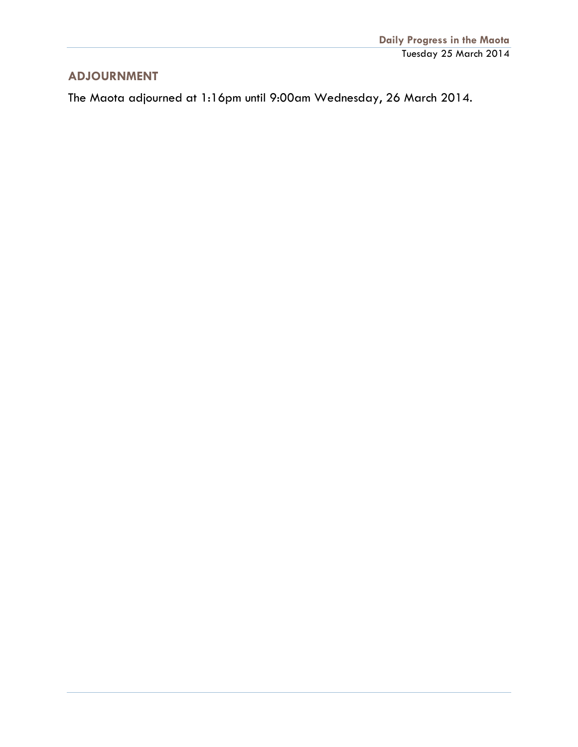## ADJOURNMENT

The Maota adjourned at 1:16pm until 9:00am Wednesday, 26 March 2014.